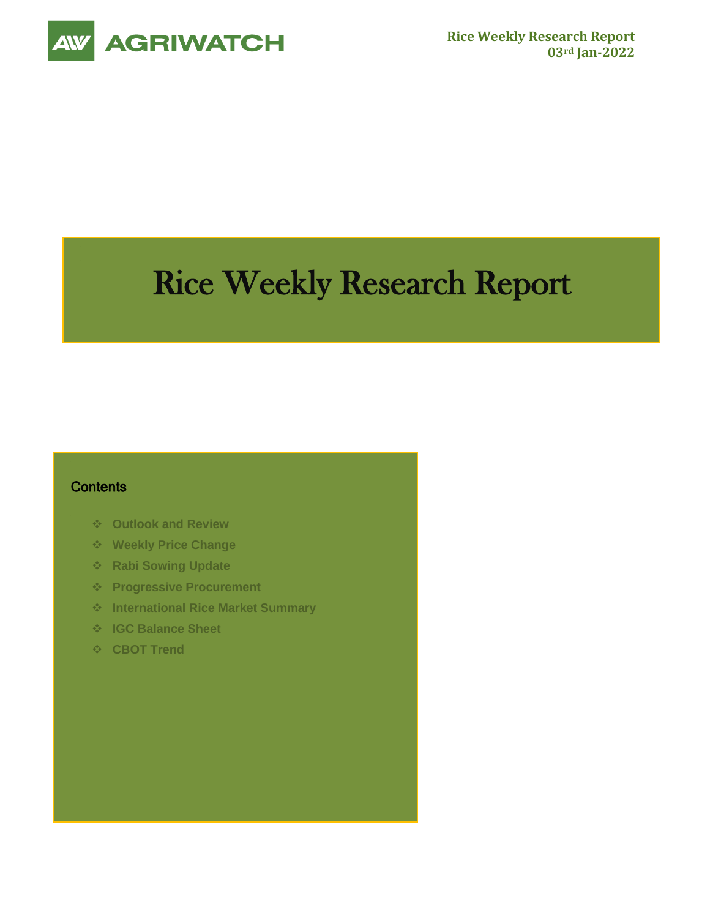**Rice Weekly Research Report**
**03rd Jan-2022**

# Rice Weekly Research Report

## Contents

- Outlook and Review
- Weekly Price Change
- Rabi Sowing Update
- Progressive Procurement
- International Rice Market Summary
- IGC Balance Sheet
- CBOT Trend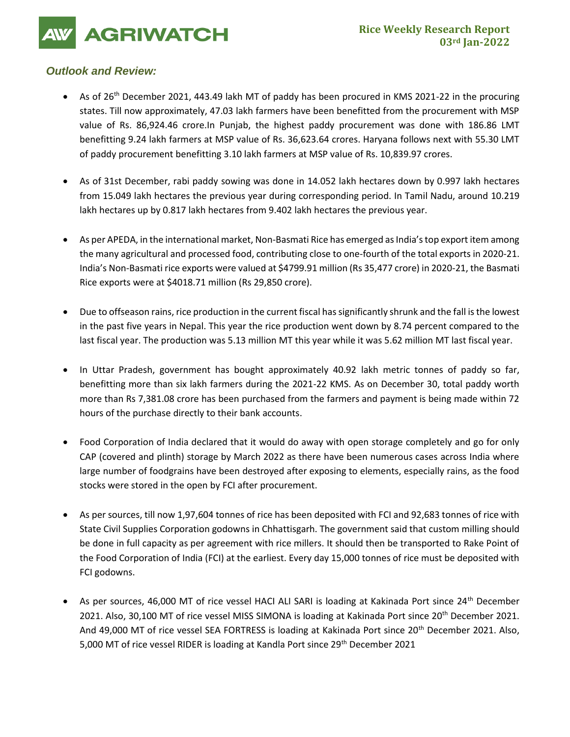## *Outlook and Review:*

- As of 26th December 2021, 443.49 lakh MT of paddy has been procured in KMS 2021-22 in the procuring states. Till now approximately, 47.03 lakh farmers have been benefitted from the procurement with MSP value of Rs. 86,924.46 crore.In Punjab, the highest paddy procurement was done with 186.86 LMT benefitting 9.24 lakh farmers at MSP value of Rs. 36,623.64 crores. Haryana follows next with 55.30 LMT of paddy procurement benefitting 3.10 lakh farmers at MSP value of Rs. 10,839.97 crores.

- As of 31st December, rabi paddy sowing was done in 14.052 lakh hectares down by 0.997 lakh hectares from 15.049 lakh hectares the previous year during corresponding period. In Tamil Nadu, around 10.219 lakh hectares up by 0.817 lakh hectares from 9.402 lakh hectares the previous year.

- As per APEDA, in the international market, Non-Basmati Rice has emerged as India's top export item among the many agricultural and processed food, contributing close to one-fourth of the total exports in 2020-21. India's Non-Basmati rice exports were valued at $4799.91 million (Rs 35,477 crore) in 2020-21, the Basmati Rice exports were at $4018.71 million (Rs 29,850 crore).

- Due to offseason rains, rice production in the current fiscal has significantly shrunk and the fall is the lowest in the past five years in Nepal. This year the rice production went down by 8.74 percent compared to the last fiscal year. The production was 5.13 million MT this year while it was 5.62 million MT last fiscal year.

- In Uttar Pradesh, government has bought approximately 40.92 lakh metric tonnes of paddy so far, benefitting more than six lakh farmers during the 2021-22 KMS. As on December 30, total paddy worth more than Rs 7,381.08 crore has been purchased from the farmers and payment is being made within 72 hours of the purchase directly to their bank accounts.

- Food Corporation of India declared that it would do away with open storage completely and go for only CAP (covered and plinth) storage by March 2022 as there have been numerous cases across India where large number of foodgrains have been destroyed after exposing to elements, especially rains, as the food stocks were stored in the open by FCI after procurement.

- As per sources, till now 1,97,604 tonnes of rice has been deposited with FCI and 92,683 tonnes of rice with State Civil Supplies Corporation godowns in Chhattisgarh. The government said that custom milling should be done in full capacity as per agreement with rice millers. It should then be transported to Rake Point of the Food Corporation of India (FCI) at the earliest. Every day 15,000 tonnes of rice must be deposited with FCI godowns.

- As per sources, 46,000 MT of rice vessel HACI ALI SARI is loading at Kakinada Port since 24th December 2021. Also, 30,100 MT of rice vessel MISS SIMONA is loading at Kakinada Port since 20th December 2021. And 49,000 MT of rice vessel SEA FORTRESS is loading at Kakinada Port since 20th December 2021. Also, 5,000 MT of rice vessel RIDER is loading at Kandla Port since 29th December 2021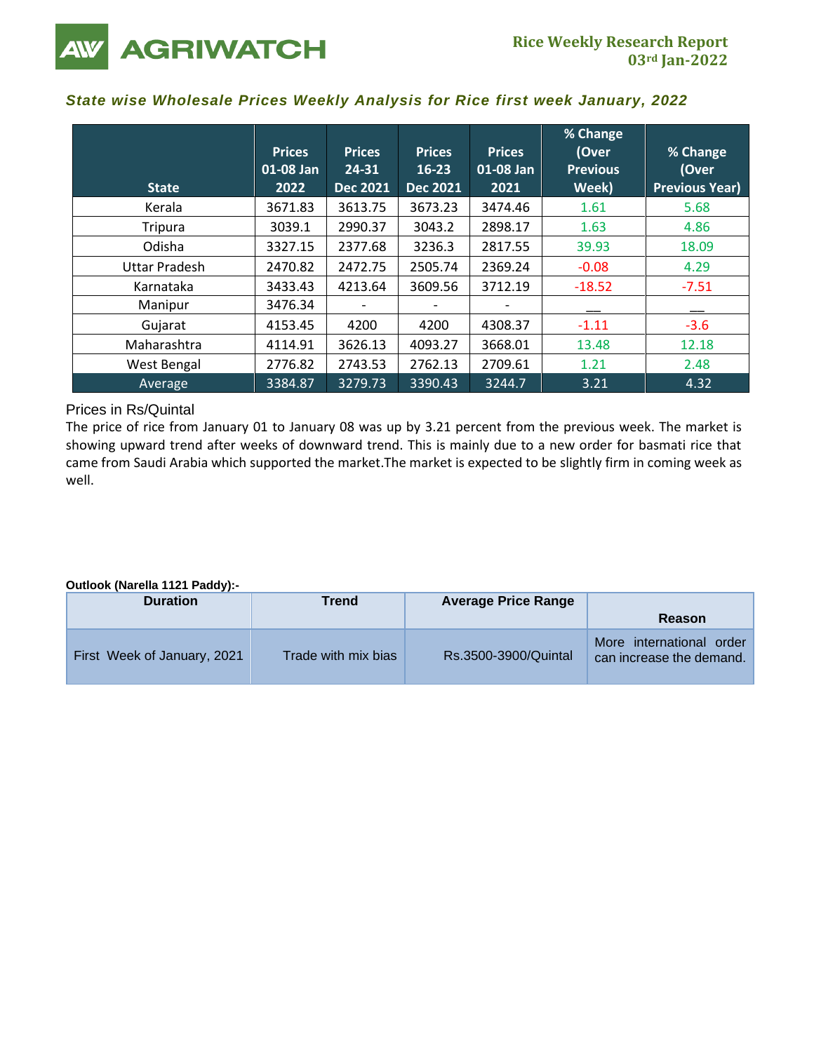### *State wise Wholesale Prices Weekly Analysis for Rice first week January, 2022*

| State | Prices 01-08 Jan 2022 | Prices 24-31 Dec 2021 | Prices 16-23 Dec 2021 | Prices 01-08 Jan 2021 | % Change (Over Previous Week) | % Change (Over Previous Year) |
|---|---|---|---|---|---|---|
| Kerala | 3671.83 | 3613.75 | 3673.23 | 3474.46 | 1.61 | 5.68 |
| Tripura | 3039.1 | 2990.37 | 3043.2 | 2898.17 | 1.63 | 4.86 |
| Odisha | 3327.15 | 2377.68 | 3236.3 | 2817.55 | 39.93 | 18.09 |
| Uttar Pradesh | 2470.82 | 2472.75 | 2505.74 | 2369.24 | -0.08 | 4.29 |
| Karnataka | 3433.43 | 4213.64 | 3609.56 | 3712.19 | -18.52 | -7.51 |
| Manipur | 3476.34 | - | - | - | ___ | ___ |
| Gujarat | 4153.45 | 4200 | 4200 | 4308.37 | -1.11 | -3.6 |
| Maharashtra | 4114.91 | 3626.13 | 4093.27 | 3668.01 | 13.48 | 12.18 |
| West Bengal | 2776.82 | 2743.53 | 2762.13 | 2709.61 | 1.21 | 2.48 |
| Average | 3384.87 | 3279.73 | 3390.43 | 3244.7 | 3.21 | 4.32 |

Prices in Rs/Quintal

The price of rice from January 01 to January 08 was up by 3.21 percent from the previous week. The market is showing upward trend after weeks of downward trend. This is mainly due to a new order for basmati rice that came from Saudi Arabia which supported the market.The market is expected to be slightly firm in coming week as well.

**Outlook (Narella 1121 Paddy):-**

| Duration | Trend | Average Price Range | Reason |
|---|---|---|---|
| First Week of January, 2021 | Trade with mix bias | Rs.3500-3900/Quintal | More international order can increase the demand. |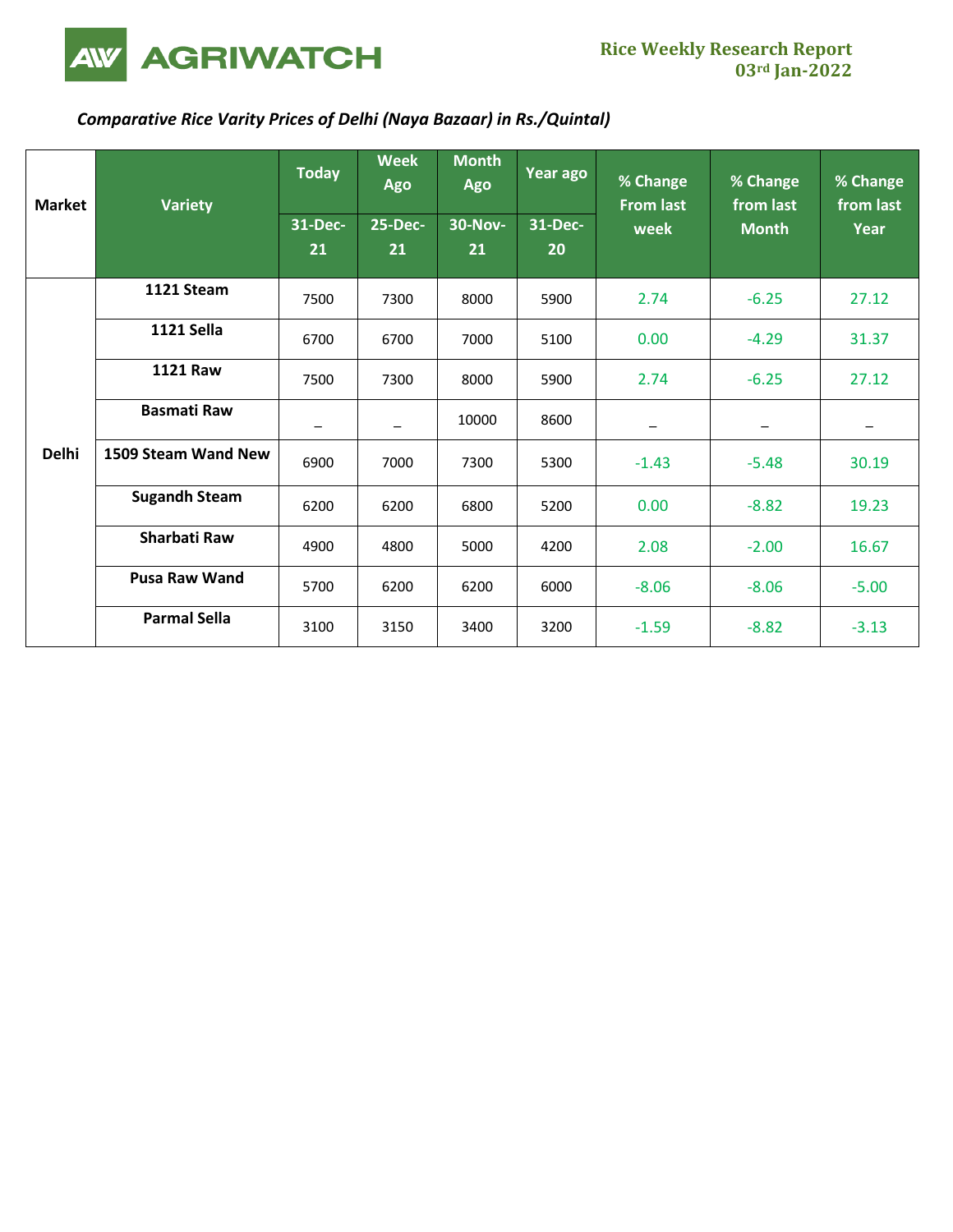*Comparative Rice Varity Prices of Delhi (Naya Bazaar) in Rs./Quintal)*

| Market | Variety | Today | Week Ago | Month Ago | Year ago | % Change From last week | % Change from last Month | % Change from last Year |
|---|---|---|---|---|---|---|---|---|
| | | 31-Dec-21 | 25-Dec-21 | 30-Nov-21 | 31-Dec-20 | | | |
| Delhi | 1121 Steam | 7500 | 7300 | 8000 | 5900 | 2.74 | -6.25 | 27.12 |
| | 1121 Sella | 6700 | 6700 | 7000 | 5100 | 0.00 | -4.29 | 31.37 |
| | 1121 Raw | 7500 | 7300 | 8000 | 5900 | 2.74 | -6.25 | 27.12 |
| | Basmati Raw | _ | _ | 10000 | 8600 | _ | _ | _ |
| | 1509 Steam Wand New | 6900 | 7000 | 7300 | 5300 | -1.43 | -5.48 | 30.19 |
| | Sugandh Steam | 6200 | 6200 | 6800 | 5200 | 0.00 | -8.82 | 19.23 |
| | Sharbati Raw | 4900 | 4800 | 5000 | 4200 | 2.08 | -2.00 | 16.67 |
| | Pusa Raw Wand | 5700 | 6200 | 6200 | 6000 | -8.06 | -8.06 | -5.00 |
| | Parmal Sella | 3100 | 3150 | 3400 | 3200 | -1.59 | -8.82 | -3.13 |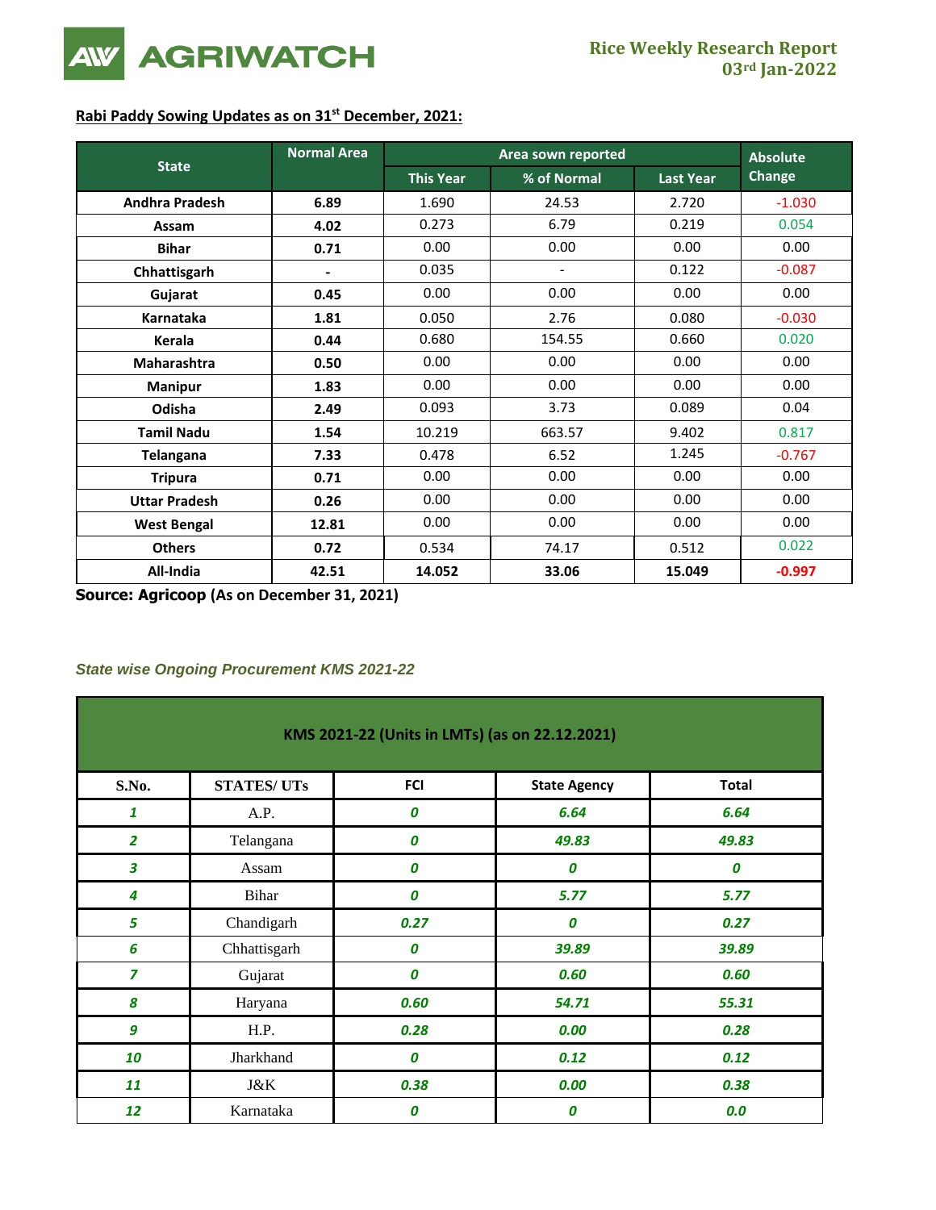**Rabi Paddy Sowing Updates as on 31st December, 2021:**

| State | Normal Area | Area sown reported | | | Absolute Change |
|---|---|---|---|---|---|
| | | This Year | % of Normal | Last Year | |
| **Andhra Pradesh** | **6.89** | 1.690 | 24.53 | 2.720 | -1.030 |
| **Assam** | **4.02** | 0.273 | 6.79 | 0.219 | 0.054 |
| **Bihar** | **0.71** | 0.00 | 0.00 | 0.00 | 0.00 |
| **Chhattisgarh** | **-** | 0.035 | - | 0.122 | -0.087 |
| **Gujarat** | **0.45** | 0.00 | 0.00 | 0.00 | 0.00 |
| **Karnataka** | **1.81** | 0.050 | 2.76 | 0.080 | -0.030 |
| **Kerala** | **0.44** | 0.680 | 154.55 | 0.660 | 0.020 |
| **Maharashtra** | **0.50** | 0.00 | 0.00 | 0.00 | 0.00 |
| **Manipur** | **1.83** | 0.00 | 0.00 | 0.00 | 0.00 |
| **Odisha** | **2.49** | 0.093 | 3.73 | 0.089 | 0.04 |
| **Tamil Nadu** | **1.54** | 10.219 | 663.57 | 9.402 | 0.817 |
| **Telangana** | **7.33** | 0.478 | 6.52 | 1.245 | -0.767 |
| **Tripura** | **0.71** | 0.00 | 0.00 | 0.00 | 0.00 |
| **Uttar Pradesh** | **0.26** | 0.00 | 0.00 | 0.00 | 0.00 |
| **West Bengal** | **12.81** | 0.00 | 0.00 | 0.00 | 0.00 |
| **Others** | **0.72** | 0.534 | 74.17 | 0.512 | 0.022 |
| **All-India** | **42.51** | **14.052** | **33.06** | **15.049** | **-0.997** |

**Source: Agricoop** (As on December 31, 2021)

*State wise Ongoing Procurement KMS 2021-22*

| KMS 2021-22 (Units in LMTs) (as on 22.12.2021) | | | | |
|---|---|---|---|---|
| **S.No.** | **STATES/ UTs** | **FCI** | **State Agency** | **Total** |
| *1* | A.P. | *0* | *6.64* | *6.64* |
| *2* | Telangana | *0* | *49.83* | *49.83* |
| *3* | Assam | *0* | *0* | *0* |
| *4* | Bihar | *0* | *5.77* | *5.77* |
| *5* | Chandigarh | *0.27* | *0* | *0.27* |
| *6* | Chhattisgarh | *0* | *39.89* | *39.89* |
| *7* | Gujarat | *0* | *0.60* | *0.60* |
| *8* | Haryana | *0.60* | *54.71* | *55.31* |
| *9* | H.P. | *0.28* | *0.00* | *0.28* |
| *10* | Jharkhand | *0* | *0.12* | *0.12* |
| *11* | J&K | *0.38* | *0.00* | *0.38* |
| *12* | Karnataka | *0* | *0* | *0.0* |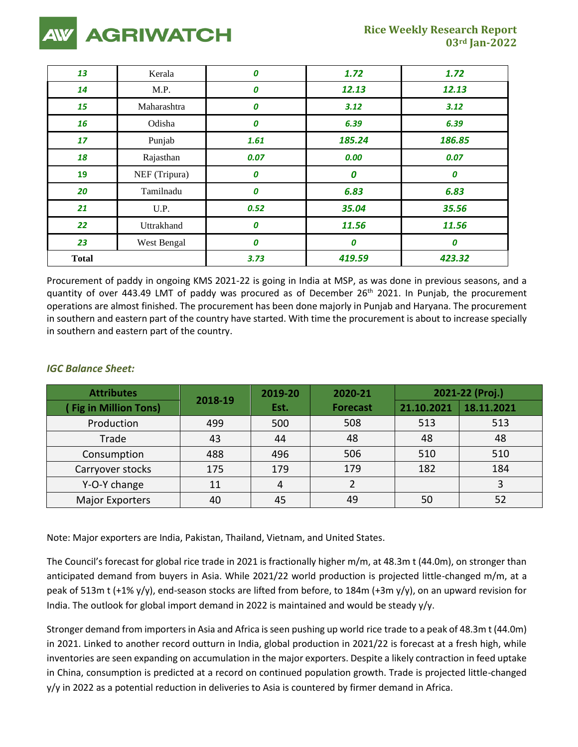| | | | | |
|---|---|---|---|---|
| 13 | Kerala | 0 | 1.72 | 1.72 |
| 14 | M.P. | 0 | 12.13 | 12.13 |
| 15 | Maharashtra | 0 | 3.12 | 3.12 |
| 16 | Odisha | 0 | 6.39 | 6.39 |
| 17 | Punjab | 1.61 | 185.24 | 186.85 |
| 18 | Rajasthan | 0.07 | 0.00 | 0.07 |
| 19 | NEF (Tripura) | 0 | 0 | 0 |
| 20 | Tamilnadu | 0 | 6.83 | 6.83 |
| 21 | U.P. | 0.52 | 35.04 | 35.56 |
| 22 | Uttrakhand | 0 | 11.56 | 11.56 |
| 23 | West Bengal | 0 | 0 | 0 |
| Total | | 3.73 | 419.59 | 423.32 |

Procurement of paddy in ongoing KMS 2021-22 is going in India at MSP, as was done in previous seasons, and a quantity of over 443.49 LMT of paddy was procured as of December 26th 2021. In Punjab, the procurement operations are almost finished. The procurement has been done majorly in Punjab and Haryana. The procurement in southern and eastern part of the country have started. With time the procurement is about to increase specially in southern and eastern part of the country.

### *IGC Balance Sheet:*

| Attributes ( Fig in Million Tons) | 2018-19 | 2019-20 Est. | 2020-21 Forecast | 2021-22 (Proj.) | |
|---|---|---|---|---|---|
| | | | | 21.10.2021 | 18.11.2021 |
| Production | 499 | 500 | 508 | 513 | 513 |
| Trade | 43 | 44 | 48 | 48 | 48 |
| Consumption | 488 | 496 | 506 | 510 | 510 |
| Carryover stocks | 175 | 179 | 179 | 182 | 184 |
| Y-O-Y change | 11 | 4 | 2 | | 3 |
| Major Exporters | 40 | 45 | 49 | 50 | 52 |

Note: Major exporters are India, Pakistan, Thailand, Vietnam, and United States.

The Council's forecast for global rice trade in 2021 is fractionally higher m/m, at 48.3m t (44.0m), on stronger than anticipated demand from buyers in Asia. While 2021/22 world production is projected little-changed m/m, at a peak of 513m t (+1% y/y), end-season stocks are lifted from before, to 184m (+3m y/y), on an upward revision for India. The outlook for global import demand in 2022 is maintained and would be steady y/y.

Stronger demand from importers in Asia and Africa is seen pushing up world rice trade to a peak of 48.3m t (44.0m) in 2021. Linked to another record outturn in India, global production in 2021/22 is forecast at a fresh high, while inventories are seen expanding on accumulation in the major exporters. Despite a likely contraction in feed uptake in China, consumption is predicted at a record on continued population growth. Trade is projected little-changed y/y in 2022 as a potential reduction in deliveries to Asia is countered by firmer demand in Africa.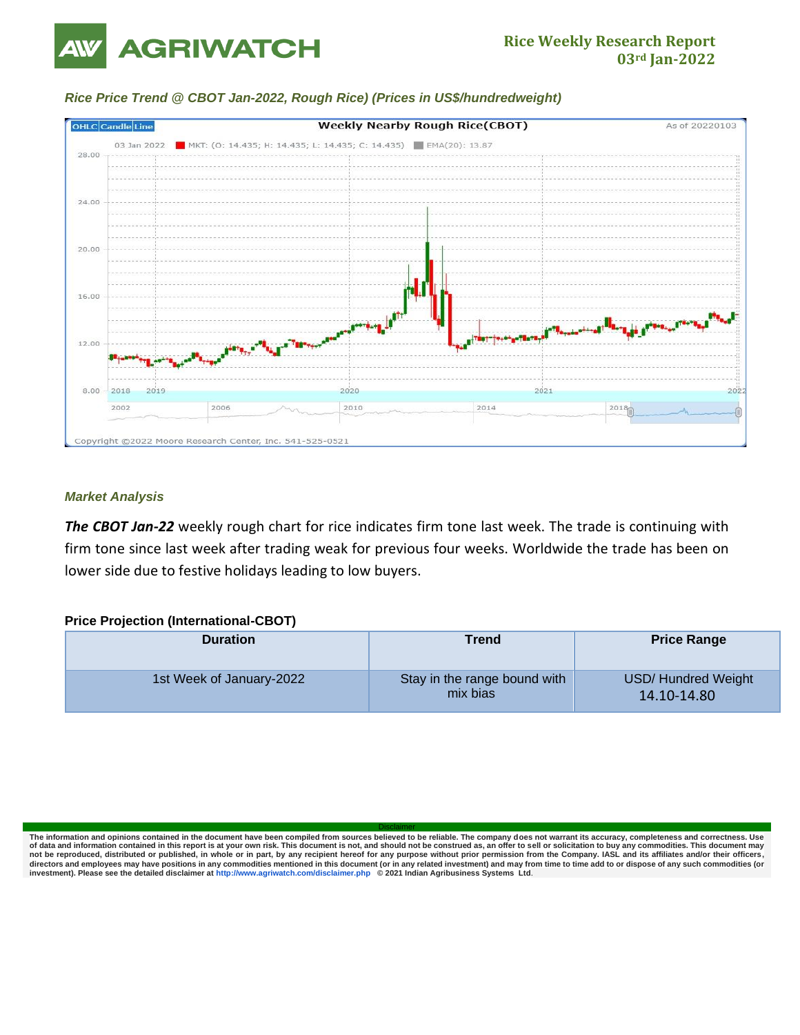*Rice Price Trend @ CBOT Jan-2022, Rough Rice) (Prices in US$/hundredweight)*

OHLC Candle Line

Weekly Nearby Rough Rice(CBOT)

As of 20220103

03 Jan 2022 MKT: (O: 14.435; H: 14.435; L: 14.435; C: 14.435) EMA(20): 13.87

28.00
24.00
20.00
16.00
12.00
8.00

2018 2019 2020 2021 2022

2002 2006 2010 2014 2018

Copyright ©2022 Moore Research Center, Inc. 541-525-0521

### *Market Analysis*

***The CBOT Jan-22*** weekly rough chart for rice indicates firm tone last week. The trade is continuing with firm tone since last week after trading weak for previous four weeks. Worldwide the trade has been on lower side due to festive holidays leading to low buyers.

**Price Projection (International-CBOT)**

| Duration | Trend | Price Range |
|---|---|---|
| 1st Week of January-2022 | Stay in the range bound with mix bias | USD/ Hundred Weight 14.10-14.80 |

Disclaimer

The information and opinions contained in the document have been compiled from sources believed to be reliable. The company does not warrant its accuracy, completeness and correctness. Use of data and information contained in this report is at your own risk. This document is not, and should not be construed as, an offer to sell or solicitation to buy any commodities. This document may not be reproduced, distributed or published, in whole or in part, by any recipient hereof for any purpose without prior permission from the Company. IASL and its affiliates and/or their officers, directors and employees may have positions in any commodities mentioned in this document (or in any related investment) and may from time to time add to or dispose of any such commodities (or investment). Please see the detailed disclaimer at http://www.agriwatch.com/disclaimer.php © 2021 Indian Agribusiness Systems Ltd.